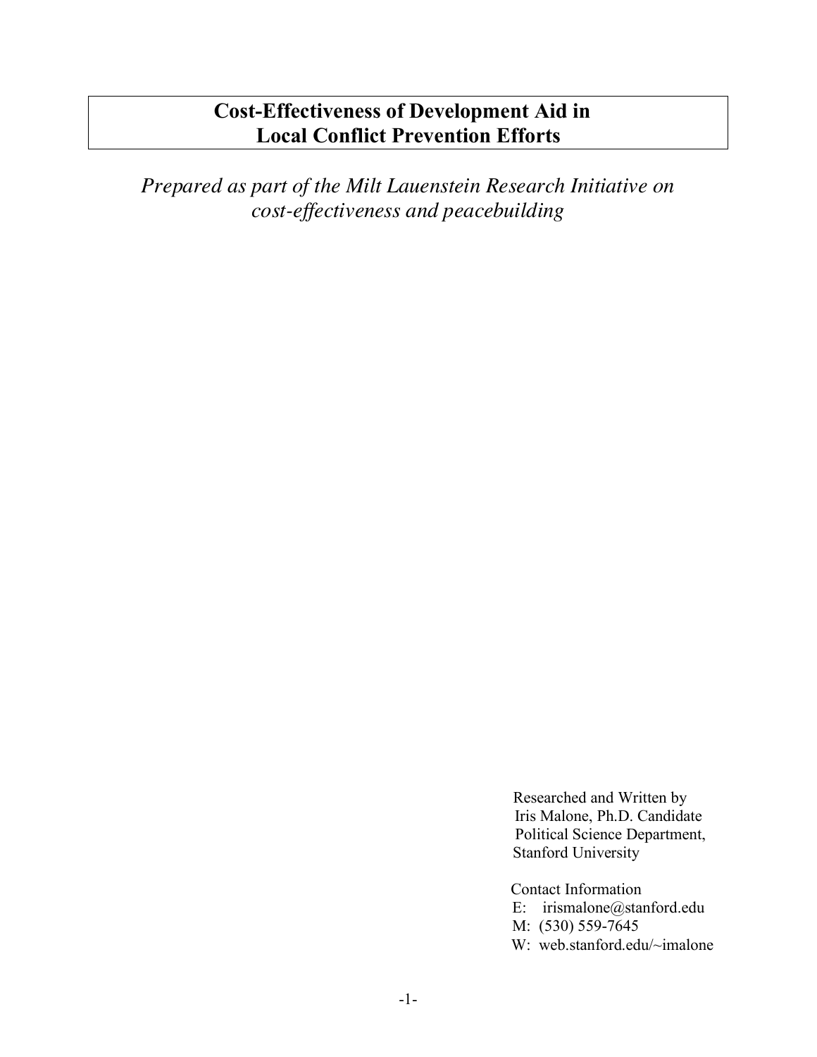# Cost-Effectiveness of Development Aid in Local Conflict Prevention Efforts

*Prepared as part of the Milt Lauenstein Research Initiative on cost-effectiveness and peacebuilding*

Researched and Written by
Iris Malone, Ph.D. Candidate
Political Science Department,
Stanford University

Contact Information
E: irismalone@stanford.edu
M: (530) 559-7645
W: web.stanford.edu/~imalone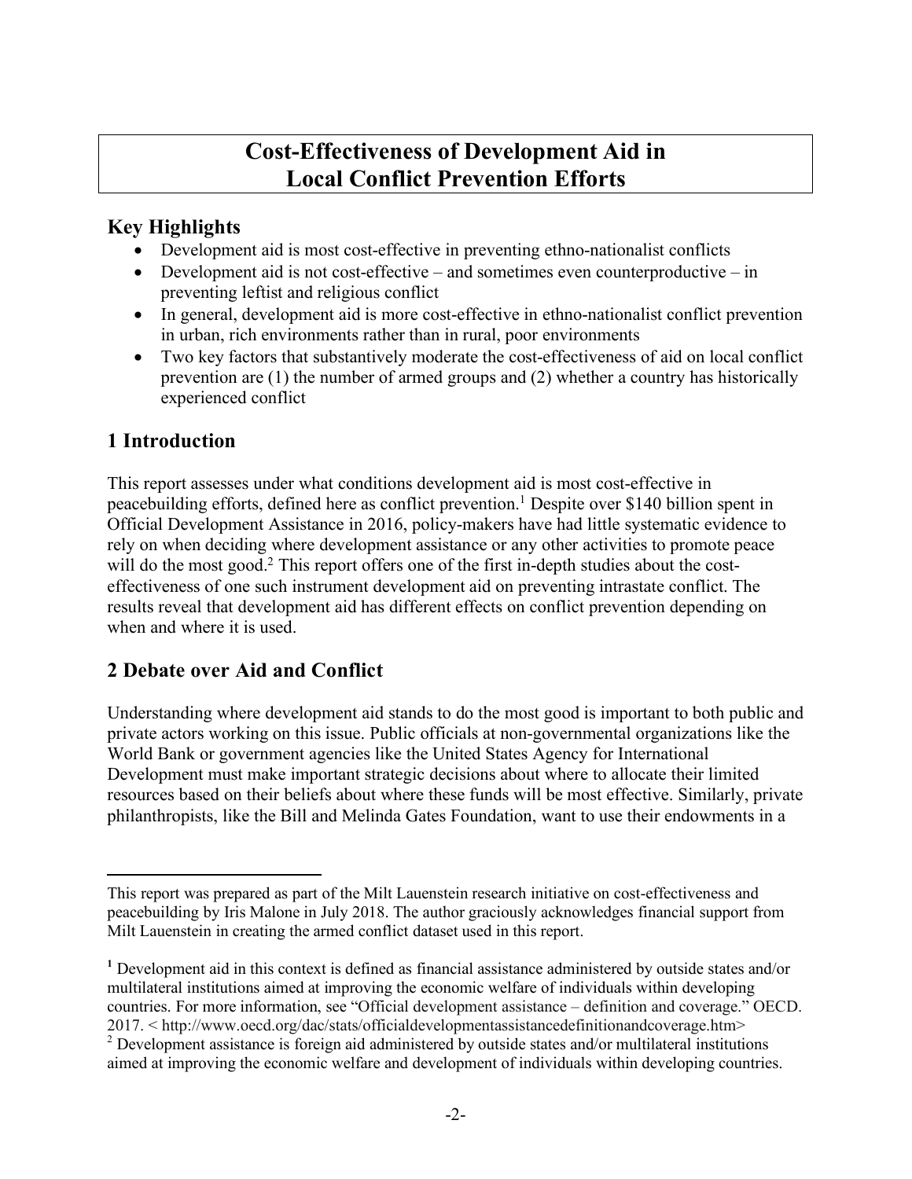# Cost-Effectiveness of Development Aid in Local Conflict Prevention Efforts

## Key Highlights

- Development aid is most cost-effective in preventing ethno-nationalist conflicts
- Development aid is not cost-effective – and sometimes even counterproductive – in preventing leftist and religious conflict
- In general, development aid is more cost-effective in ethno-nationalist conflict prevention in urban, rich environments rather than in rural, poor environments
- Two key factors that substantively moderate the cost-effectiveness of aid on local conflict prevention are (1) the number of armed groups and (2) whether a country has historically experienced conflict

## 1 Introduction

This report assesses under what conditions development aid is most cost-effective in peacebuilding efforts, defined here as conflict prevention.[1] Despite over $140 billion spent in Official Development Assistance in 2016, policy-makers have had little systematic evidence to rely on when deciding where development assistance or any other activities to promote peace will do the most good.[2] This report offers one of the first in-depth studies about the cost-effectiveness of one such instrument development aid on preventing intrastate conflict. The results reveal that development aid has different effects on conflict prevention depending on when and where it is used.

## 2 Debate over Aid and Conflict

Understanding where development aid stands to do the most good is important to both public and private actors working on this issue. Public officials at non-governmental organizations like the World Bank or government agencies like the United States Agency for International Development must make important strategic decisions about where to allocate their limited resources based on their beliefs about where these funds will be most effective. Similarly, private philanthropists, like the Bill and Melinda Gates Foundation, want to use their endowments in a

---

This report was prepared as part of the Milt Lauenstein research initiative on cost-effectiveness and peacebuilding by Iris Malone in July 2018. The author graciously acknowledges financial support from Milt Lauenstein in creating the armed conflict dataset used in this report.

[1] Development aid in this context is defined as financial assistance administered by outside states and/or multilateral institutions aimed at improving the economic welfare of individuals within developing countries. For more information, see "Official development assistance – definition and coverage." OECD. 2017. < http://www.oecd.org/dac/stats/officialdevelopmentassistancedefinitionandcoverage.htm>

[2] Development assistance is foreign aid administered by outside states and/or multilateral institutions aimed at improving the economic welfare and development of individuals within developing countries.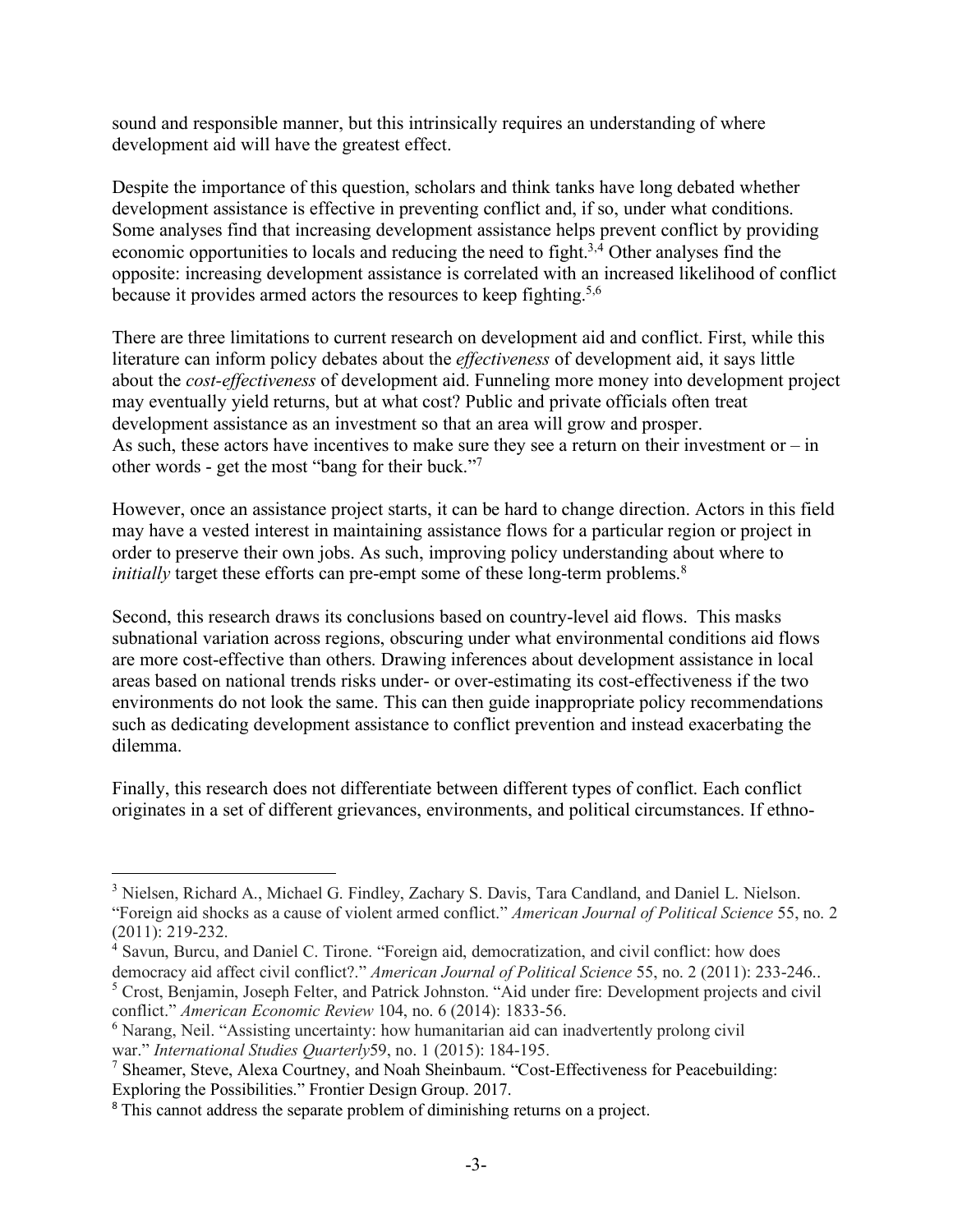sound and responsible manner, but this intrinsically requires an understanding of where development aid will have the greatest effect.

Despite the importance of this question, scholars and think tanks have long debated whether development assistance is effective in preventing conflict and, if so, under what conditions. Some analyses find that increasing development assistance helps prevent conflict by providing economic opportunities to locals and reducing the need to fight.[3,4] Other analyses find the opposite: increasing development assistance is correlated with an increased likelihood of conflict because it provides armed actors the resources to keep fighting.[5,6]

There are three limitations to current research on development aid and conflict. First, while this literature can inform policy debates about the *effectiveness* of development aid, it says little about the *cost-effectiveness* of development aid. Funneling more money into development project may eventually yield returns, but at what cost? Public and private officials often treat development assistance as an investment so that an area will grow and prosper.
As such, these actors have incentives to make sure they see a return on their investment or – in other words - get the most "bang for their buck."[7]

However, once an assistance project starts, it can be hard to change direction. Actors in this field may have a vested interest in maintaining assistance flows for a particular region or project in order to preserve their own jobs. As such, improving policy understanding about where to *initially* target these efforts can pre-empt some of these long-term problems.[8]

Second, this research draws its conclusions based on country-level aid flows. This masks subnational variation across regions, obscuring under what environmental conditions aid flows are more cost-effective than others. Drawing inferences about development assistance in local areas based on national trends risks under- or over-estimating its cost-effectiveness if the two environments do not look the same. This can then guide inappropriate policy recommendations such as dedicating development assistance to conflict prevention and instead exacerbating the dilemma.

Finally, this research does not differentiate between different types of conflict. Each conflict originates in a set of different grievances, environments, and political circumstances. If ethno-

---

[3] Nielsen, Richard A., Michael G. Findley, Zachary S. Davis, Tara Candland, and Daniel L. Nielson. "Foreign aid shocks as a cause of violent armed conflict." *American Journal of Political Science* 55, no. 2 (2011): 219-232.

[4] Savun, Burcu, and Daniel C. Tirone. "Foreign aid, democratization, and civil conflict: how does democracy aid affect civil conflict?." *American Journal of Political Science* 55, no. 2 (2011): 233-246..

[5] Crost, Benjamin, Joseph Felter, and Patrick Johnston. "Aid under fire: Development projects and civil conflict." *American Economic Review* 104, no. 6 (2014): 1833-56.

[6] Narang, Neil. "Assisting uncertainty: how humanitarian aid can inadvertently prolong civil war." *International Studies Quarterly*59, no. 1 (2015): 184-195.

[7] Sheamer, Steve, Alexa Courtney, and Noah Sheinbaum. "Cost-Effectiveness for Peacebuilding: Exploring the Possibilities." Frontier Design Group. 2017.

[8] This cannot address the separate problem of diminishing returns on a project.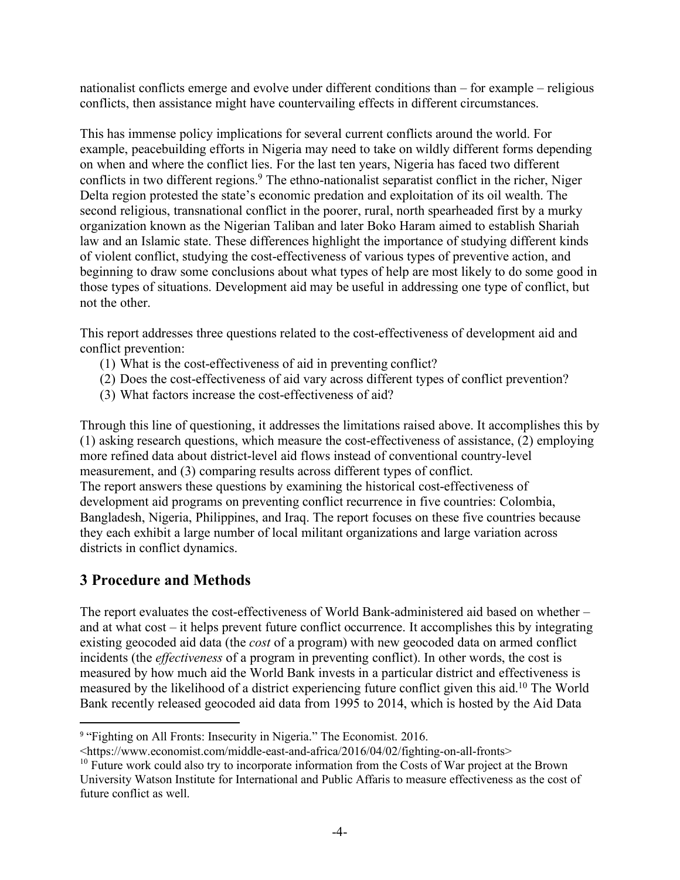nationalist conflicts emerge and evolve under different conditions than – for example – religious conflicts, then assistance might have countervailing effects in different circumstances.

This has immense policy implications for several current conflicts around the world. For example, peacebuilding efforts in Nigeria may need to take on wildly different forms depending on when and where the conflict lies. For the last ten years, Nigeria has faced two different conflicts in two different regions.[9] The ethno-nationalist separatist conflict in the richer, Niger Delta region protested the state's economic predation and exploitation of its oil wealth. The second religious, transnational conflict in the poorer, rural, north spearheaded first by a murky organization known as the Nigerian Taliban and later Boko Haram aimed to establish Shariah law and an Islamic state. These differences highlight the importance of studying different kinds of violent conflict, studying the cost-effectiveness of various types of preventive action, and beginning to draw some conclusions about what types of help are most likely to do some good in those types of situations. Development aid may be useful in addressing one type of conflict, but not the other.

This report addresses three questions related to the cost-effectiveness of development aid and conflict prevention:

(1) What is the cost-effectiveness of aid in preventing conflict?
(2) Does the cost-effectiveness of aid vary across different types of conflict prevention?
(3) What factors increase the cost-effectiveness of aid?

Through this line of questioning, it addresses the limitations raised above. It accomplishes this by (1) asking research questions, which measure the cost-effectiveness of assistance, (2) employing more refined data about district-level aid flows instead of conventional country-level measurement, and (3) comparing results across different types of conflict.
The report answers these questions by examining the historical cost-effectiveness of development aid programs on preventing conflict recurrence in five countries: Colombia, Bangladesh, Nigeria, Philippines, and Iraq. The report focuses on these five countries because they each exhibit a large number of local militant organizations and large variation across districts in conflict dynamics.

## 3 Procedure and Methods

The report evaluates the cost-effectiveness of World Bank-administered aid based on whether – and at what cost – it helps prevent future conflict occurrence. It accomplishes this by integrating existing geocoded aid data (the *cost* of a program) with new geocoded data on armed conflict incidents (the *effectiveness* of a program in preventing conflict). In other words, the cost is measured by how much aid the World Bank invests in a particular district and effectiveness is measured by the likelihood of a district experiencing future conflict given this aid.[10] The World Bank recently released geocoded aid data from 1995 to 2014, which is hosted by the Aid Data

---

[9] "Fighting on All Fronts: Insecurity in Nigeria." The Economist. 2016. <https://www.economist.com/middle-east-and-africa/2016/04/02/fighting-on-all-fronts>

[10] Future work could also try to incorporate information from the Costs of War project at the Brown University Watson Institute for International and Public Affaris to measure effectiveness as the cost of future conflict as well.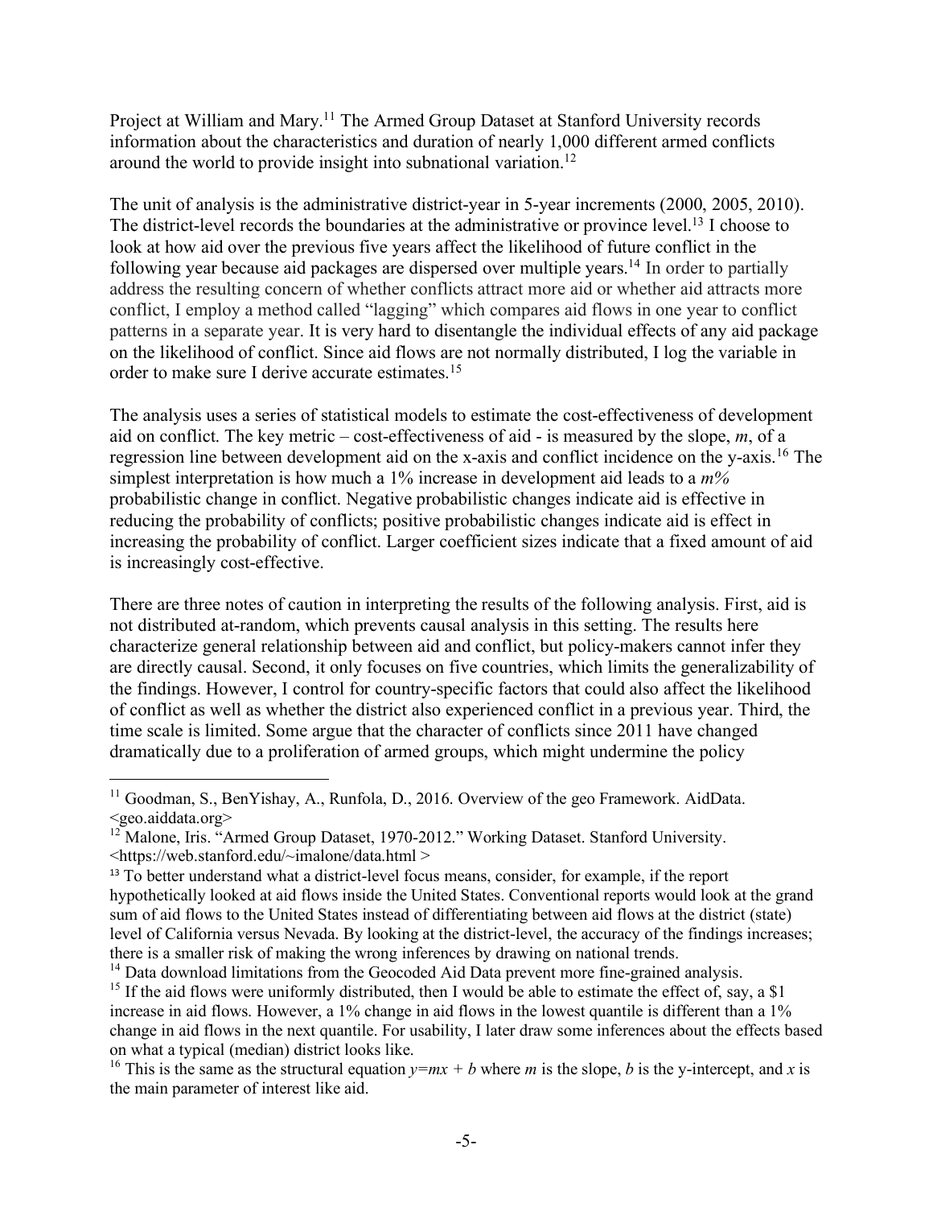Project at William and Mary.[11] The Armed Group Dataset at Stanford University records information about the characteristics and duration of nearly 1,000 different armed conflicts around the world to provide insight into subnational variation.[12]

The unit of analysis is the administrative district-year in 5-year increments (2000, 2005, 2010). The district-level records the boundaries at the administrative or province level.[13] I choose to look at how aid over the previous five years affect the likelihood of future conflict in the following year because aid packages are dispersed over multiple years.[14] In order to partially address the resulting concern of whether conflicts attract more aid or whether aid attracts more conflict, I employ a method called "lagging" which compares aid flows in one year to conflict patterns in a separate year. It is very hard to disentangle the individual effects of any aid package on the likelihood of conflict. Since aid flows are not normally distributed, I log the variable in order to make sure I derive accurate estimates.[15]

The analysis uses a series of statistical models to estimate the cost-effectiveness of development aid on conflict. The key metric – cost-effectiveness of aid - is measured by the slope, $m$, of a regression line between development aid on the x-axis and conflict incidence on the y-axis.[16] The simplest interpretation is how much a 1% increase in development aid leads to a $m\%$ probabilistic change in conflict. Negative probabilistic changes indicate aid is effective in reducing the probability of conflicts; positive probabilistic changes indicate aid is effect in increasing the probability of conflict. Larger coefficient sizes indicate that a fixed amount of aid is increasingly cost-effective.

There are three notes of caution in interpreting the results of the following analysis. First, aid is not distributed at-random, which prevents causal analysis in this setting. The results here characterize general relationship between aid and conflict, but policy-makers cannot infer they are directly causal. Second, it only focuses on five countries, which limits the generalizability of the findings. However, I control for country-specific factors that could also affect the likelihood of conflict as well as whether the district also experienced conflict in a previous year. Third, the time scale is limited. Some argue that the character of conflicts since 2011 have changed dramatically due to a proliferation of armed groups, which might undermine the policy

---

[11] Goodman, S., BenYishay, A., Runfola, D., 2016. Overview of the geo Framework. AidData. <geo.aiddata.org>

[12] Malone, Iris. "Armed Group Dataset, 1970-2012." Working Dataset. Stanford University. <https://web.stanford.edu/~imalone/data.html >

[13] To better understand what a district-level focus means, consider, for example, if the report hypothetically looked at aid flows inside the United States. Conventional reports would look at the grand sum of aid flows to the United States instead of differentiating between aid flows at the district (state) level of California versus Nevada. By looking at the district-level, the accuracy of the findings increases; there is a smaller risk of making the wrong inferences by drawing on national trends.

[14] Data download limitations from the Geocoded Aid Data prevent more fine-grained analysis.

[15] If the aid flows were uniformly distributed, then I would be able to estimate the effect of, say, a $1 increase in aid flows. However, a 1% change in aid flows in the lowest quantile is different than a 1% change in aid flows in the next quantile. For usability, I later draw some inferences about the effects based on what a typical (median) district looks like.

[16] This is the same as the structural equation $y=mx + b$ where $m$ is the slope, $b$ is the y-intercept, and $x$ is the main parameter of interest like aid.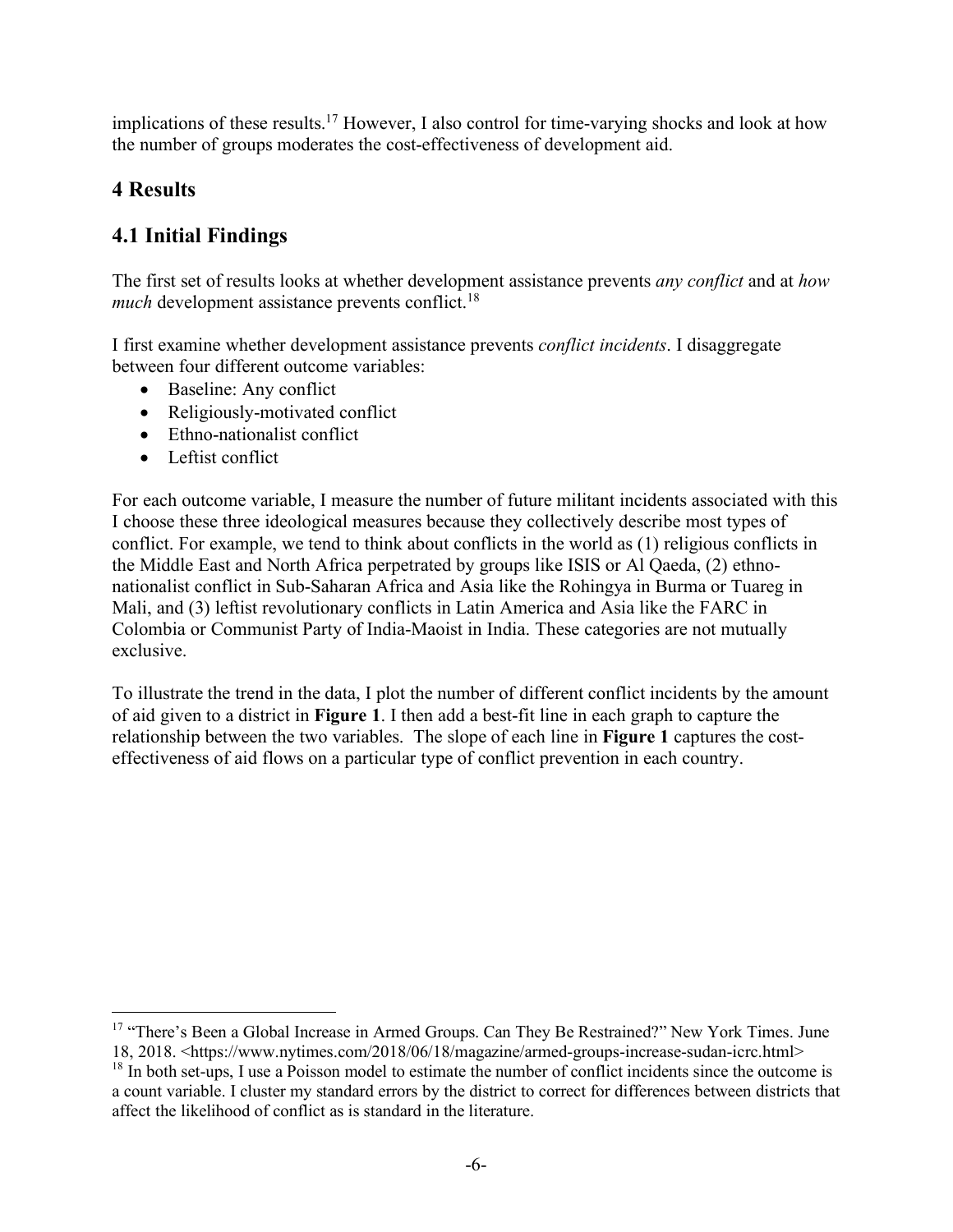implications of these results.[17] However, I also control for time-varying shocks and look at how the number of groups moderates the cost-effectiveness of development aid.

## 4 Results

## 4.1 Initial Findings

The first set of results looks at whether development assistance prevents *any conflict* and at *how much* development assistance prevents conflict.[18]

I first examine whether development assistance prevents *conflict incidents*. I disaggregate between four different outcome variables:

- Baseline: Any conflict
- Religiously-motivated conflict
- Ethno-nationalist conflict
- Leftist conflict

For each outcome variable, I measure the number of future militant incidents associated with this I choose these three ideological measures because they collectively describe most types of conflict. For example, we tend to think about conflicts in the world as (1) religious conflicts in the Middle East and North Africa perpetrated by groups like ISIS or Al Qaeda, (2) ethno-nationalist conflict in Sub-Saharan Africa and Asia like the Rohingya in Burma or Tuareg in Mali, and (3) leftist revolutionary conflicts in Latin America and Asia like the FARC in Colombia or Communist Party of India-Maoist in India. These categories are not mutually exclusive.

To illustrate the trend in the data, I plot the number of different conflict incidents by the amount of aid given to a district in **Figure 1**. I then add a best-fit line in each graph to capture the relationship between the two variables. The slope of each line in **Figure 1** captures the cost-effectiveness of aid flows on a particular type of conflict prevention in each country.

---

[17] "There's Been a Global Increase in Armed Groups. Can They Be Restrained?" New York Times. June 18, 2018. <https://www.nytimes.com/2018/06/18/magazine/armed-groups-increase-sudan-icrc.html>

[18] In both set-ups, I use a Poisson model to estimate the number of conflict incidents since the outcome is a count variable. I cluster my standard errors by the district to correct for differences between districts that affect the likelihood of conflict as is standard in the literature.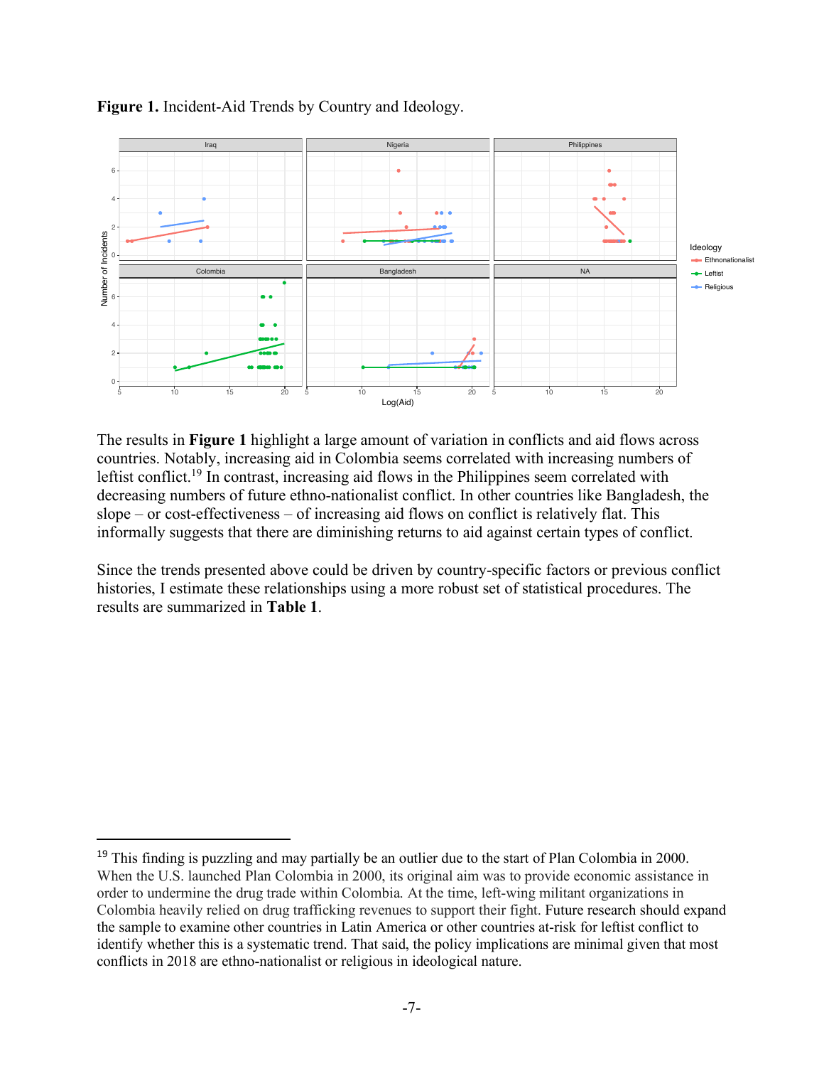**Figure 1.** Incident-Aid Trends by Country and Ideology.

The results in **Figure 1** highlight a large amount of variation in conflicts and aid flows across countries. Notably, increasing aid in Colombia seems correlated with increasing numbers of leftist conflict.[19] In contrast, increasing aid flows in the Philippines seem correlated with decreasing numbers of future ethno-nationalist conflict. In other countries like Bangladesh, the slope – or cost-effectiveness – of increasing aid flows on conflict is relatively flat. This informally suggests that there are diminishing returns to aid against certain types of conflict.

Since the trends presented above could be driven by country-specific factors or previous conflict histories, I estimate these relationships using a more robust set of statistical procedures. The results are summarized in **Table 1**.

[19] This finding is puzzling and may partially be an outlier due to the start of Plan Colombia in 2000. When the U.S. launched Plan Colombia in 2000, its original aim was to provide economic assistance in order to undermine the drug trade within Colombia. At the time, left-wing militant organizations in Colombia heavily relied on drug trafficking revenues to support their fight. Future research should expand the sample to examine other countries in Latin America or other countries at-risk for leftist conflict to identify whether this is a systematic trend. That said, the policy implications are minimal given that most conflicts in 2018 are ethno-nationalist or religious in ideological nature.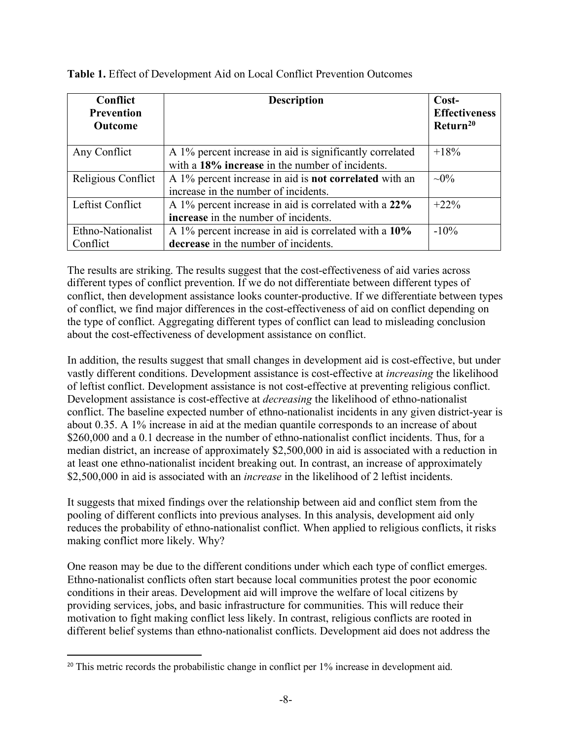**Table 1.** Effect of Development Aid on Local Conflict Prevention Outcomes

| Conflict Prevention Outcome | Description | Cost-Effectiveness Return[20] |
|---|---|---|
| Any Conflict | A 1% percent increase in aid is significantly correlated with a **18% increase** in the number of incidents. | +18% |
| Religious Conflict | A 1% percent increase in aid is **not correlated** with an increase in the number of incidents. | ~0% |
| Leftist Conflict | A 1% percent increase in aid is correlated with a **22% increase** in the number of incidents. | +22% |
| Ethno-Nationalist Conflict | A 1% percent increase in aid is correlated with a **10% decrease** in the number of incidents. | -10% |

The results are striking. The results suggest that the cost-effectiveness of aid varies across different types of conflict prevention. If we do not differentiate between different types of conflict, then development assistance looks counter-productive. If we differentiate between types of conflict, we find major differences in the cost-effectiveness of aid on conflict depending on the type of conflict. Aggregating different types of conflict can lead to misleading conclusion about the cost-effectiveness of development assistance on conflict.

In addition, the results suggest that small changes in development aid is cost-effective, but under vastly different conditions. Development assistance is cost-effective at *increasing* the likelihood of leftist conflict. Development assistance is not cost-effective at preventing religious conflict. Development assistance is cost-effective at *decreasing* the likelihood of ethno-nationalist conflict. The baseline expected number of ethno-nationalist incidents in any given district-year is about 0.35. A 1% increase in aid at the median quantile corresponds to an increase of about \$260,000 and a 0.1 decrease in the number of ethno-nationalist conflict incidents. Thus, for a median district, an increase of approximately \$2,500,000 in aid is associated with a reduction in at least one ethno-nationalist incident breaking out. In contrast, an increase of approximately \$2,500,000 in aid is associated with an *increase* in the likelihood of 2 leftist incidents.

It suggests that mixed findings over the relationship between aid and conflict stem from the pooling of different conflicts into previous analyses. In this analysis, development aid only reduces the probability of ethno-nationalist conflict. When applied to religious conflicts, it risks making conflict more likely. Why?

One reason may be due to the different conditions under which each type of conflict emerges. Ethno-nationalist conflicts often start because local communities protest the poor economic conditions in their areas. Development aid will improve the welfare of local citizens by providing services, jobs, and basic infrastructure for communities. This will reduce their motivation to fight making conflict less likely. In contrast, religious conflicts are rooted in different belief systems than ethno-nationalist conflicts. Development aid does not address the

[20] This metric records the probabilistic change in conflict per 1% increase in development aid.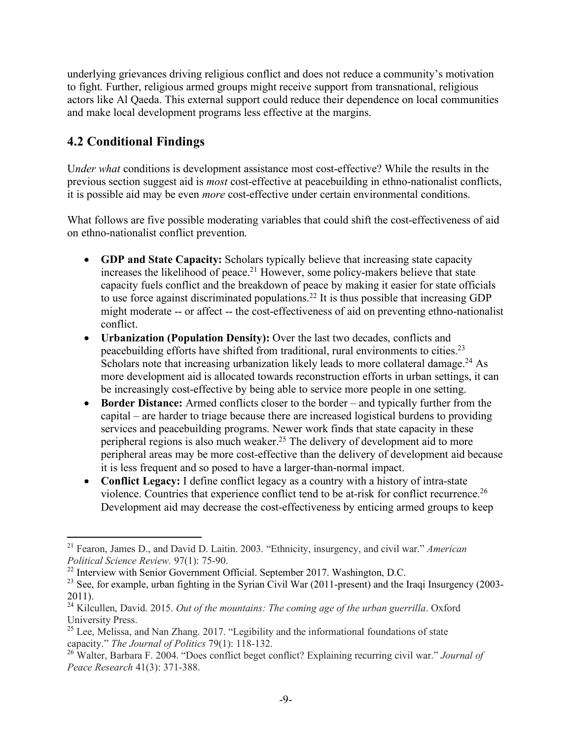underlying grievances driving religious conflict and does not reduce a community's motivation to fight. Further, religious armed groups might receive support from transnational, religious actors like Al Qaeda. This external support could reduce their dependence on local communities and make local development programs less effective at the margins.

## 4.2 Conditional Findings

U*nder what* conditions is development assistance most cost-effective? While the results in the previous section suggest aid is *most* cost-effective at peacebuilding in ethno-nationalist conflicts, it is possible aid may be even *more* cost-effective under certain environmental conditions.

What follows are five possible moderating variables that could shift the cost-effectiveness of aid on ethno-nationalist conflict prevention.

- **GDP and State Capacity:** Scholars typically believe that increasing state capacity increases the likelihood of peace.[21] However, some policy-makers believe that state capacity fuels conflict and the breakdown of peace by making it easier for state officials to use force against discriminated populations.[22] It is thus possible that increasing GDP might moderate -- or affect -- the cost-effectiveness of aid on preventing ethno-nationalist conflict.
- **Urbanization (Population Density):** Over the last two decades, conflicts and peacebuilding efforts have shifted from traditional, rural environments to cities.[23] Scholars note that increasing urbanization likely leads to more collateral damage.[24] As more development aid is allocated towards reconstruction efforts in urban settings, it can be increasingly cost-effective by being able to service more people in one setting.
- **Border Distance:** Armed conflicts closer to the border – and typically further from the capital – are harder to triage because there are increased logistical burdens to providing services and peacebuilding programs. Newer work finds that state capacity in these peripheral regions is also much weaker.[25] The delivery of development aid to more peripheral areas may be more cost-effective than the delivery of development aid because it is less frequent and so posed to have a larger-than-normal impact.
- **Conflict Legacy:** I define conflict legacy as a country with a history of intra-state violence. Countries that experience conflict tend to be at-risk for conflict recurrence.[26] Development aid may decrease the cost-effectiveness by enticing armed groups to keep

---

[21] Fearon, James D., and David D. Laitin. 2003. "Ethnicity, insurgency, and civil war." *American Political Science Review.* 97(1): 75-90.

[22] Interview with Senior Government Official. September 2017. Washington, D.C.

[23] See, for example, urban fighting in the Syrian Civil War (2011-present) and the Iraqi Insurgency (2003-2011).

[24] Kilcullen, David. 2015. *Out of the mountains: The coming age of the urban guerrilla*. Oxford University Press.

[25] Lee, Melissa, and Nan Zhang. 2017. "Legibility and the informational foundations of state capacity." *The Journal of Politics* 79(1): 118-132.

[26] Walter, Barbara F. 2004. "Does conflict beget conflict? Explaining recurring civil war." *Journal of Peace Research* 41(3): 371-388.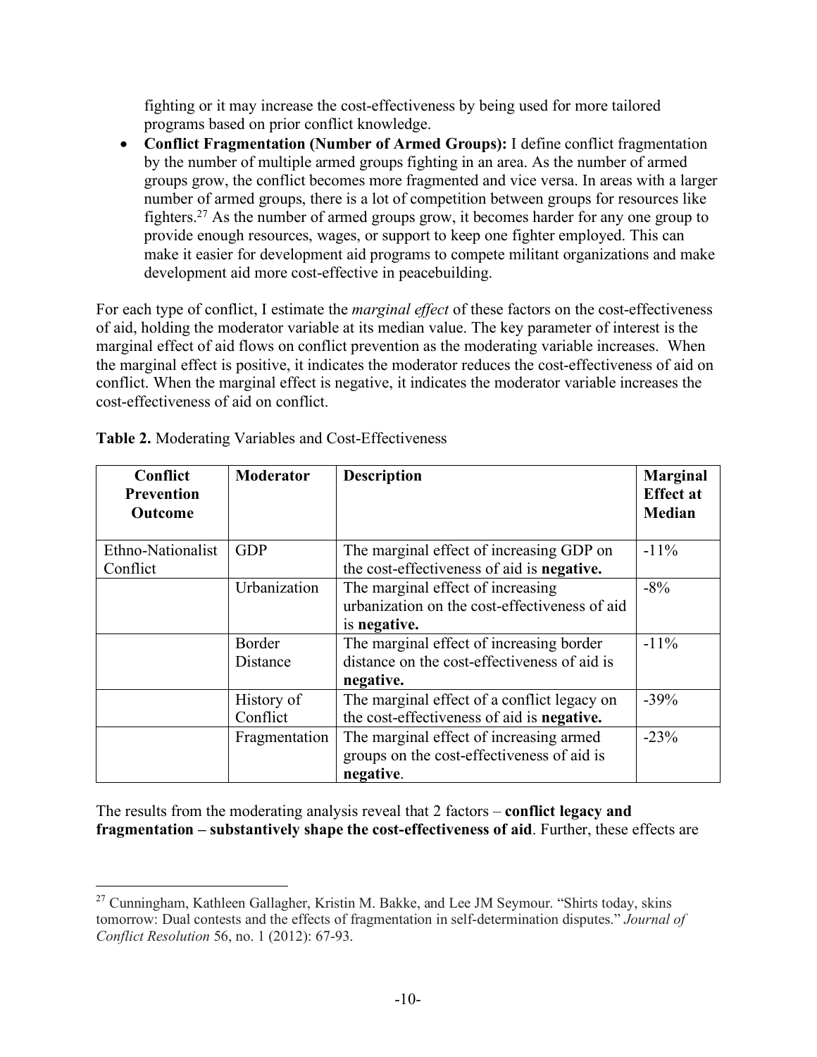fighting or it may increase the cost-effectiveness by being used for more tailored programs based on prior conflict knowledge.

- **Conflict Fragmentation (Number of Armed Groups):** I define conflict fragmentation by the number of multiple armed groups fighting in an area. As the number of armed groups grow, the conflict becomes more fragmented and vice versa. In areas with a larger number of armed groups, there is a lot of competition between groups for resources like fighters.[27] As the number of armed groups grow, it becomes harder for any one group to provide enough resources, wages, or support to keep one fighter employed. This can make it easier for development aid programs to compete militant organizations and make development aid more cost-effective in peacebuilding.

For each type of conflict, I estimate the *marginal effect* of these factors on the cost-effectiveness of aid, holding the moderator variable at its median value. The key parameter of interest is the marginal effect of aid flows on conflict prevention as the moderating variable increases. When the marginal effect is positive, it indicates the moderator reduces the cost-effectiveness of aid on conflict. When the marginal effect is negative, it indicates the moderator variable increases the cost-effectiveness of aid on conflict.

**Table 2.** Moderating Variables and Cost-Effectiveness

| Conflict Prevention Outcome | Moderator | Description | Marginal Effect at Median |
|---|---|---|---|
| Ethno-Nationalist Conflict | GDP | The marginal effect of increasing GDP on the cost-effectiveness of aid is **negative.** | -11% |
| | Urbanization | The marginal effect of increasing urbanization on the cost-effectiveness of aid is **negative.** | -8% |
| | Border Distance | The marginal effect of increasing border distance on the cost-effectiveness of aid is **negative.** | -11% |
| | History of Conflict | The marginal effect of a conflict legacy on the cost-effectiveness of aid is **negative.** | -39% |
| | Fragmentation | The marginal effect of increasing armed groups on the cost-effectiveness of aid is **negative**. | -23% |

The results from the moderating analysis reveal that 2 factors – **conflict legacy and fragmentation – substantively shape the cost-effectiveness of aid**. Further, these effects are

[27] Cunningham, Kathleen Gallagher, Kristin M. Bakke, and Lee JM Seymour. "Shirts today, skins tomorrow: Dual contests and the effects of fragmentation in self-determination disputes." *Journal of Conflict Resolution* 56, no. 1 (2012): 67-93.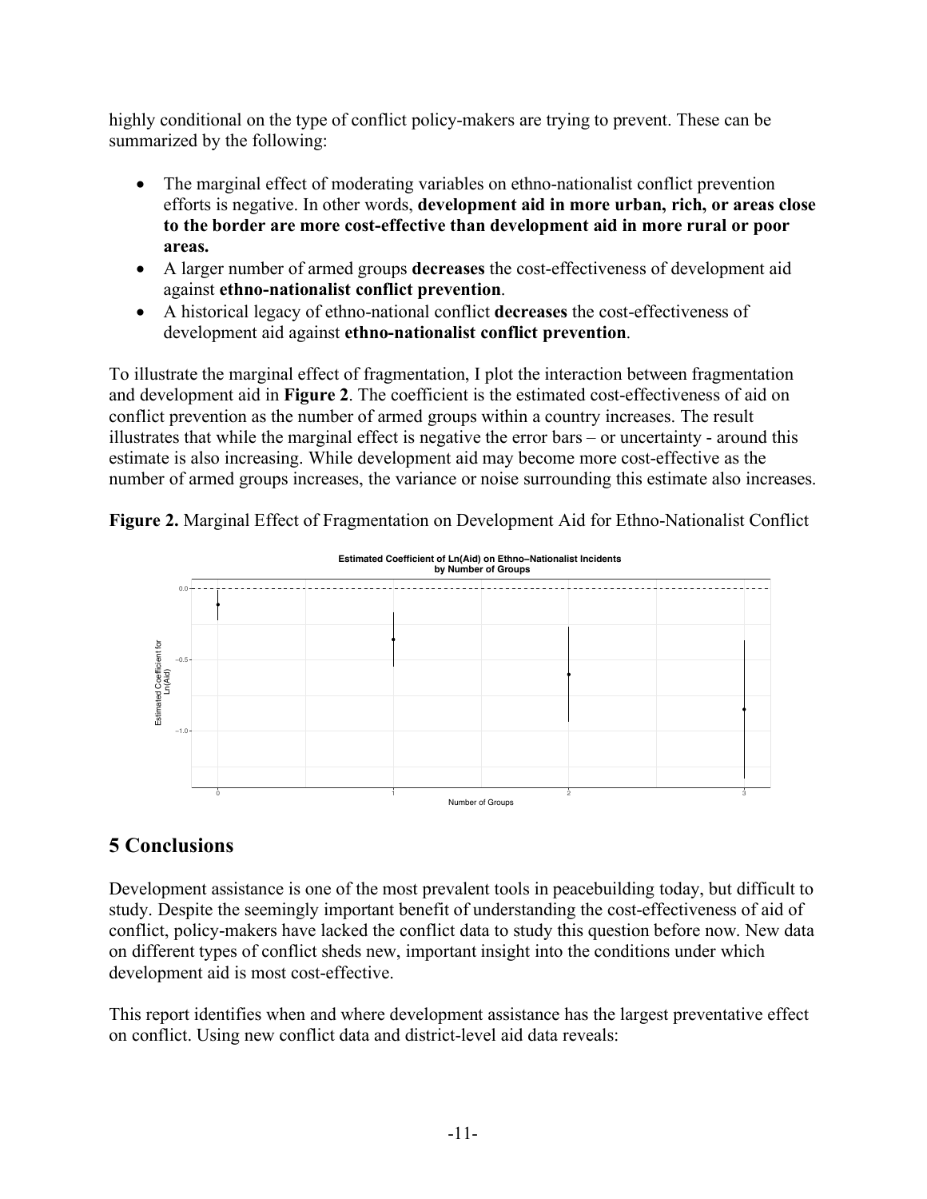highly conditional on the type of conflict policy-makers are trying to prevent. These can be summarized by the following:

- The marginal effect of moderating variables on ethno-nationalist conflict prevention efforts is negative. In other words, **development aid in more urban, rich, or areas close to the border are more cost-effective than development aid in more rural or poor areas.**
- A larger number of armed groups **decreases** the cost-effectiveness of development aid against **ethno-nationalist conflict prevention**.
- A historical legacy of ethno-national conflict **decreases** the cost-effectiveness of development aid against **ethno-nationalist conflict prevention**.

To illustrate the marginal effect of fragmentation, I plot the interaction between fragmentation and development aid in **Figure 2**. The coefficient is the estimated cost-effectiveness of aid on conflict prevention as the number of armed groups within a country increases. The result illustrates that while the marginal effect is negative the error bars – or uncertainty - around this estimate is also increasing. While development aid may become more cost-effective as the number of armed groups increases, the variance or noise surrounding this estimate also increases.

**Figure 2.** Marginal Effect of Fragmentation on Development Aid for Ethno-Nationalist Conflict

## 5 Conclusions

Development assistance is one of the most prevalent tools in peacebuilding today, but difficult to study. Despite the seemingly important benefit of understanding the cost-effectiveness of aid of conflict, policy-makers have lacked the conflict data to study this question before now. New data on different types of conflict sheds new, important insight into the conditions under which development aid is most cost-effective.

This report identifies when and where development assistance has the largest preventative effect on conflict. Using new conflict data and district-level aid data reveals: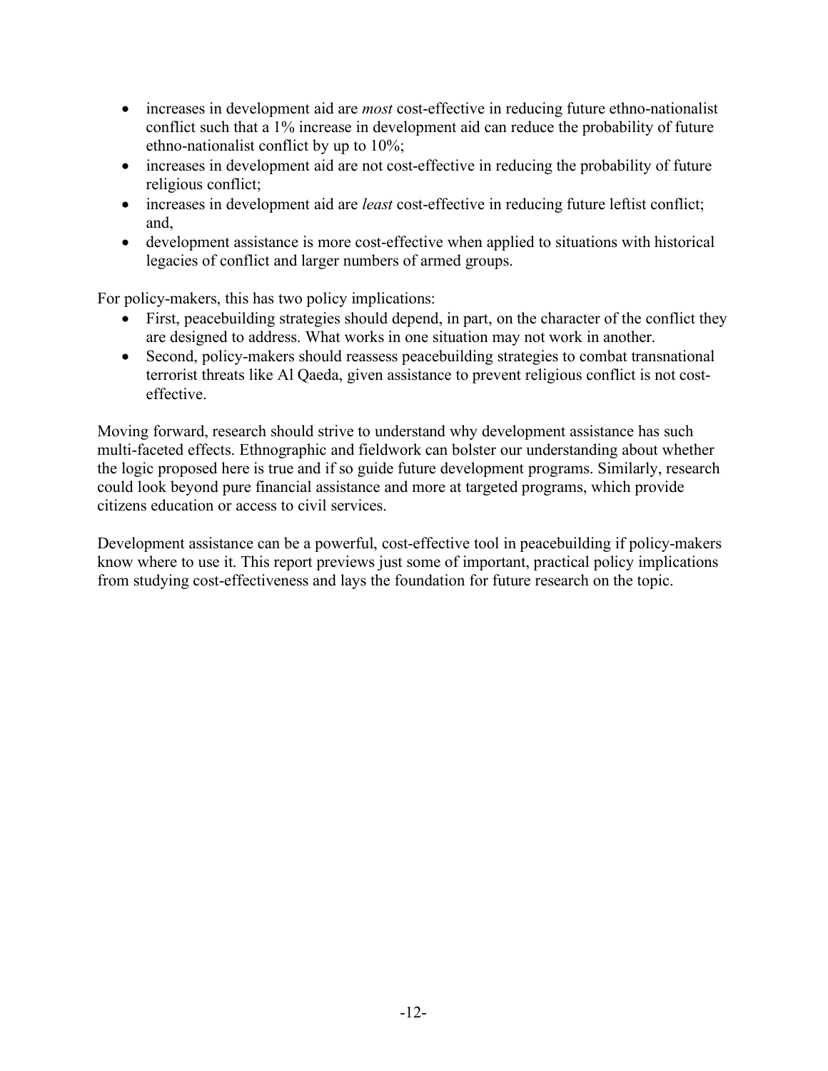- increases in development aid are *most* cost-effective in reducing future ethno-nationalist conflict such that a 1% increase in development aid can reduce the probability of future ethno-nationalist conflict by up to 10%;
- increases in development aid are not cost-effective in reducing the probability of future religious conflict;
- increases in development aid are *least* cost-effective in reducing future leftist conflict; and,
- development assistance is more cost-effective when applied to situations with historical legacies of conflict and larger numbers of armed groups.

For policy-makers, this has two policy implications:

- First, peacebuilding strategies should depend, in part, on the character of the conflict they are designed to address. What works in one situation may not work in another.
- Second, policy-makers should reassess peacebuilding strategies to combat transnational terrorist threats like Al Qaeda, given assistance to prevent religious conflict is not cost-effective.

Moving forward, research should strive to understand why development assistance has such multi-faceted effects. Ethnographic and fieldwork can bolster our understanding about whether the logic proposed here is true and if so guide future development programs. Similarly, research could look beyond pure financial assistance and more at targeted programs, which provide citizens education or access to civil services.

Development assistance can be a powerful, cost-effective tool in peacebuilding if policy-makers know where to use it. This report previews just some of important, practical policy implications from studying cost-effectiveness and lays the foundation for future research on the topic.